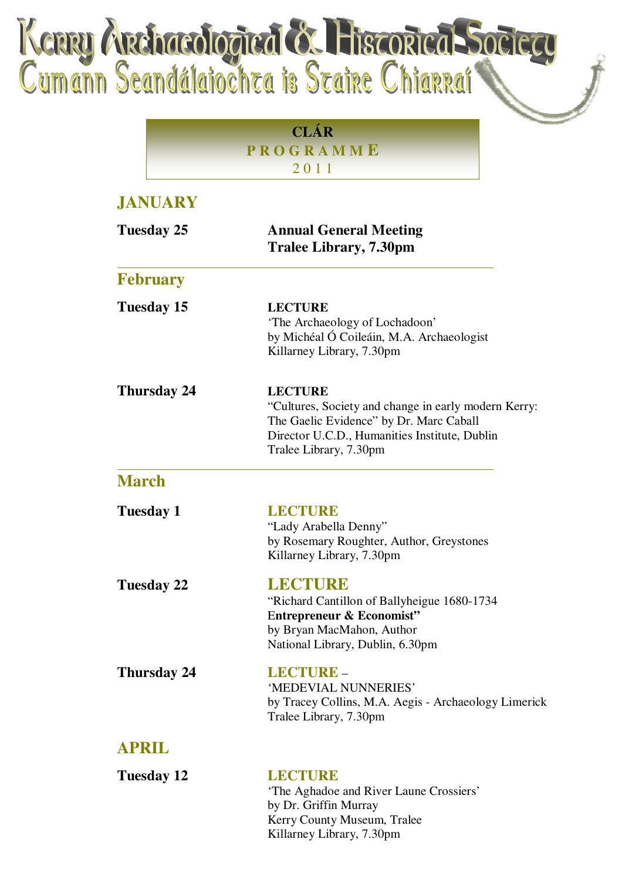# Kerry Archaeological & Historical Society
## Cumann Seandálaíochta is Staire Chiarraí

**CLÁR**
**PROGRAMME**
**2011**

## JANUARY

**Tuesday 25**
**Annual General Meeting**
**Tralee Library, 7.30pm**

## February

**Tuesday 15**
**LECTURE**
'The Archaeology of Lochadoon'
by Michéal Ó Coileáin, M.A. Archaeologist
Killarney Library, 7.30pm

**Thursday 24**
**LECTURE**
"Cultures, Society and change in early modern Kerry: The Gaelic Evidence" by Dr. Marc Caball
Director U.C.D., Humanities Institute, Dublin
Tralee Library, 7.30pm

## March

**Tuesday 1**
**LECTURE**
"Lady Arabella Denny"
by Rosemary Roughter, Author, Greystones
Killarney Library, 7.30pm

**Tuesday 22**
**LECTURE**
"Richard Cantillon of Ballyheigue 1680-1734
E**ntrepreneur & Economist"**
by Bryan MacMahon, Author
National Library, Dublin, 6.30pm

**Thursday 24**
**LECTURE** –
'MEDEVIAL NUNNERIES'
by Tracey Collins, M.A. Aegis - Archaeology Limerick
Tralee Library, 7.30pm

## APRIL

**Tuesday 12**
**LECTURE**
'The Aghadoe and River Laune Crossiers'
by Dr. Griffin Murray
Kerry County Museum, Tralee
Killarney Library, 7.30pm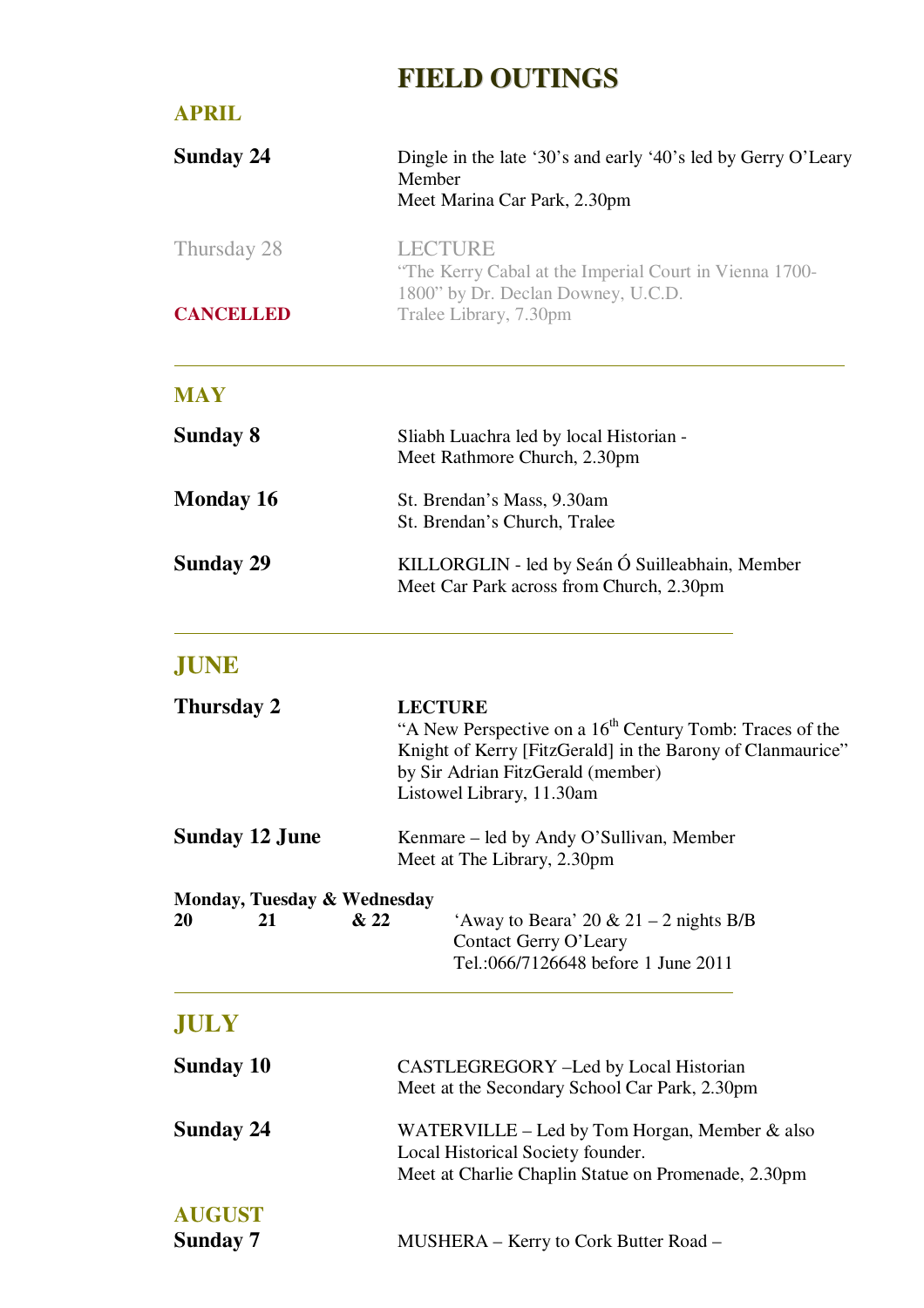# FIELD OUTINGS

## APRIL

**Sunday 24**

Dingle in the late '30's and early '40's led by Gerry O'Leary Member
Meet Marina Car Park, 2.30pm

Thursday 28

**CANCELLED**

LECTURE
"The Kerry Cabal at the Imperial Court in Vienna 1700-1800" by Dr. Declan Downey, U.C.D.
Tralee Library, 7.30pm

---

## MAY

**Sunday 8**

Sliabh Luachra led by local Historian -
Meet Rathmore Church, 2.30pm

**Monday 16**

St. Brendan's Mass, 9.30am
St. Brendan's Church, Tralee

**Sunday 29**

KILLORGLIN - led by Seán Ó Suilleabhain, Member
Meet Car Park across from Church, 2.30pm

---

## JUNE

**Thursday 2**

**LECTURE**
"A New Perspective on a 16th Century Tomb: Traces of the Knight of Kerry [FitzGerald] in the Barony of Clanmaurice" by Sir Adrian FitzGerald (member)
Listowel Library, 11.30am

**Sunday 12 June**

Kenmare – led by Andy O'Sullivan, Member
Meet at The Library, 2.30pm

**Monday, Tuesday & Wednesday**
**20 21 & 22**

'Away to Beara' 20 & 21 – 2 nights B/B
Contact Gerry O'Leary
Tel.:066/7126648 before 1 June 2011

---

## JULY

**Sunday 10**

CASTLEGREGORY –Led by Local Historian
Meet at the Secondary School Car Park, 2.30pm

**Sunday 24**

WATERVILLE – Led by Tom Horgan, Member & also Local Historical Society founder.
Meet at Charlie Chaplin Statue on Promenade, 2.30pm

## AUGUST

**Sunday 7**

MUSHERA – Kerry to Cork Butter Road –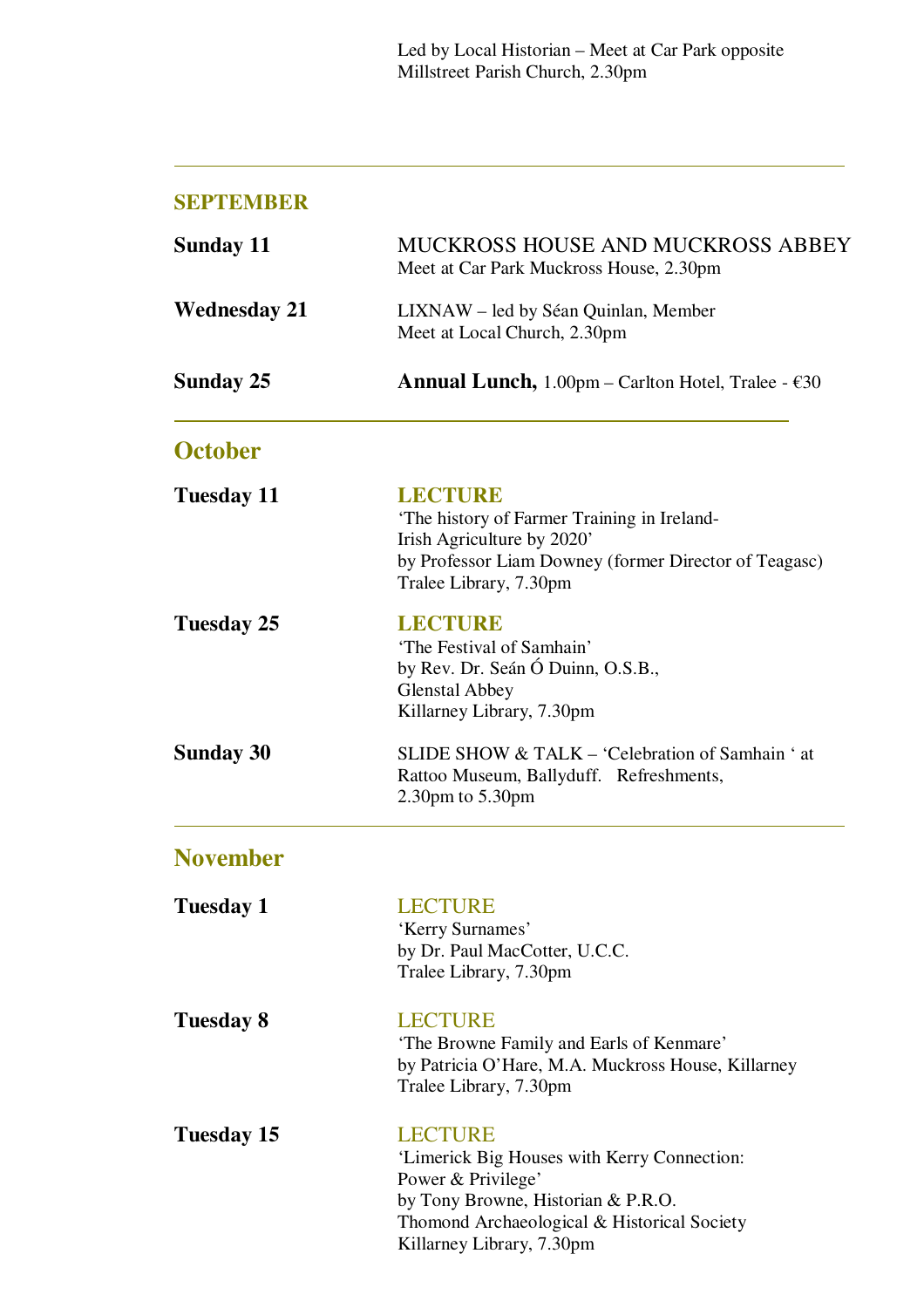Led by Local Historian – Meet at Car Park opposite Millstreet Parish Church, 2.30pm

---

## SEPTEMBER

**Sunday 11** — MUCKROSS HOUSE AND MUCKROSS ABBEY
Meet at Car Park Muckross House, 2.30pm

**Wednesday 21** — LIXNAW – led by Séan Quinlan, Member
Meet at Local Church, 2.30pm

**Sunday 25** — **Annual Lunch,** 1.00pm – Carlton Hotel, Tralee - €30

---

## October

**Tuesday 11** — **LECTURE**
'The history of Farmer Training in Ireland-
Irish Agriculture by 2020'
by Professor Liam Downey (former Director of Teagasc)
Tralee Library, 7.30pm

**Tuesday 25** — **LECTURE**
'The Festival of Samhain'
by Rev. Dr. Seán Ó Duinn, O.S.B.,
Glenstal Abbey
Killarney Library, 7.30pm

**Sunday 30** — SLIDE SHOW & TALK – 'Celebration of Samhain ' at Rattoo Museum, Ballyduff. Refreshments,
2.30pm to 5.30pm

---

## November

**Tuesday 1** — LECTURE
'Kerry Surnames'
by Dr. Paul MacCotter, U.C.C.
Tralee Library, 7.30pm

**Tuesday 8** — LECTURE
'The Browne Family and Earls of Kenmare'
by Patricia O'Hare, M.A. Muckross House, Killarney
Tralee Library, 7.30pm

**Tuesday 15** — LECTURE
'Limerick Big Houses with Kerry Connection:
Power & Privilege'
by Tony Browne, Historian & P.R.O.
Thomond Archaeological & Historical Society
Killarney Library, 7.30pm